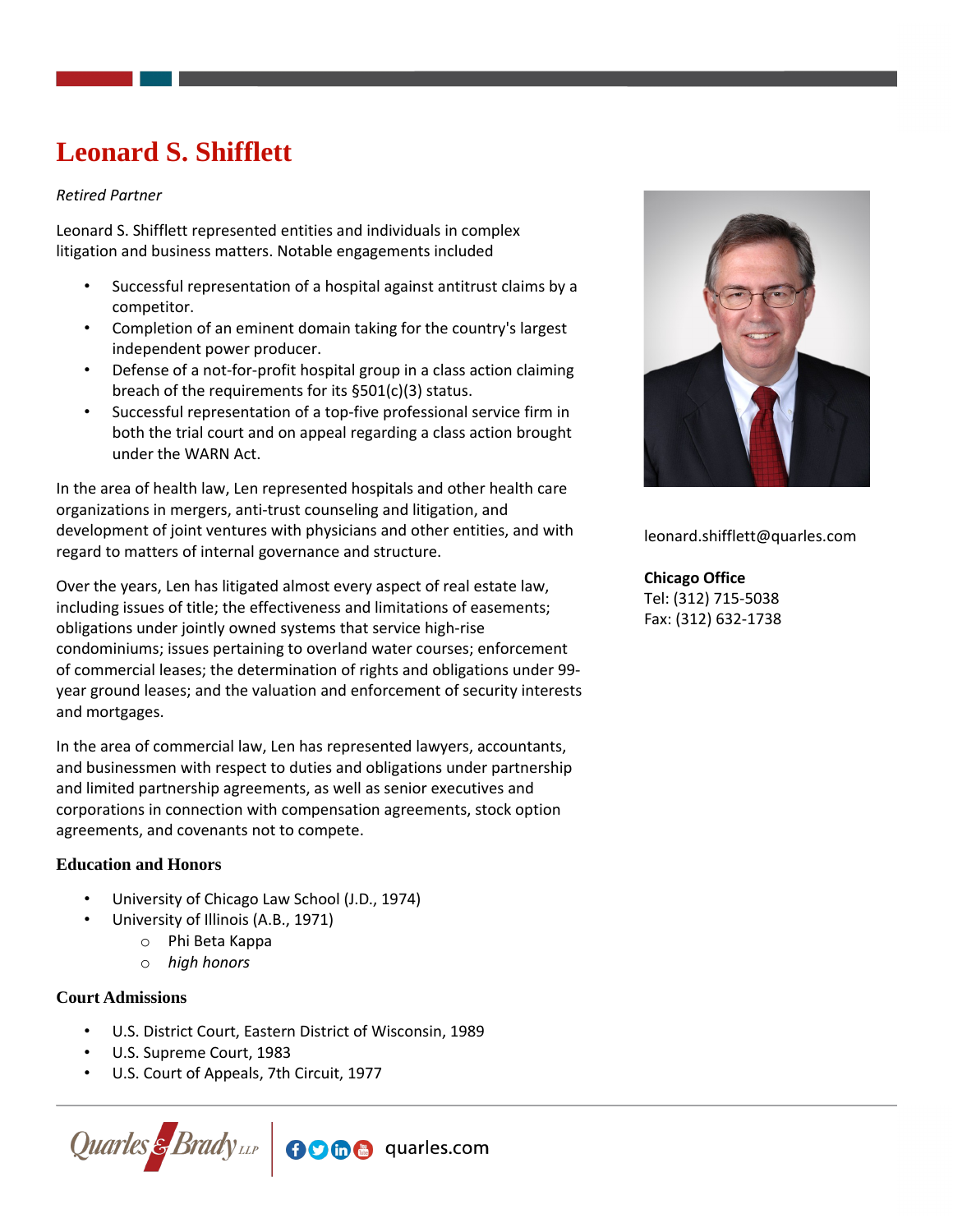# Leonard S. Shifflett

*Retired Partner*

Leonard S. Shifflett represented entities and individuals in complex litigation and business matters. Notable engagements included

- Successful representation of a hospital against antitrust claims by a competitor.
- Completion of an eminent domain taking for the country's largest independent power producer.
- Defense of a not-for-profit hospital group in a class action claiming breach of the requirements for its §501(c)(3) status.
- Successful representation of a top-five professional service firm in both the trial court and on appeal regarding a class action brought under the WARN Act.

In the area of health law, Len represented hospitals and other health care organizations in mergers, anti-trust counseling and litigation, and development of joint ventures with physicians and other entities, and with regard to matters of internal governance and structure.

Over the years, Len has litigated almost every aspect of real estate law, including issues of title; the effectiveness and limitations of easements; obligations under jointly owned systems that service high-rise condominiums; issues pertaining to overland water courses; enforcement of commercial leases; the determination of rights and obligations under 99-year ground leases; and the valuation and enforcement of security interests and mortgages.

In the area of commercial law, Len has represented lawyers, accountants, and businessmen with respect to duties and obligations under partnership and limited partnership agreements, as well as senior executives and corporations in connection with compensation agreements, stock option agreements, and covenants not to compete.

leonard.shifflett@quarles.com

**Chicago Office**
Tel: (312) 715-5038
Fax: (312) 632-1738

### Education and Honors

- University of Chicago Law School (J.D., 1974)
- University of Illinois (A.B., 1971)
  - Phi Beta Kappa
  - *high honors*

### Court Admissions

- U.S. District Court, Eastern District of Wisconsin, 1989
- U.S. Supreme Court, 1983
- U.S. Court of Appeals, 7th Circuit, 1977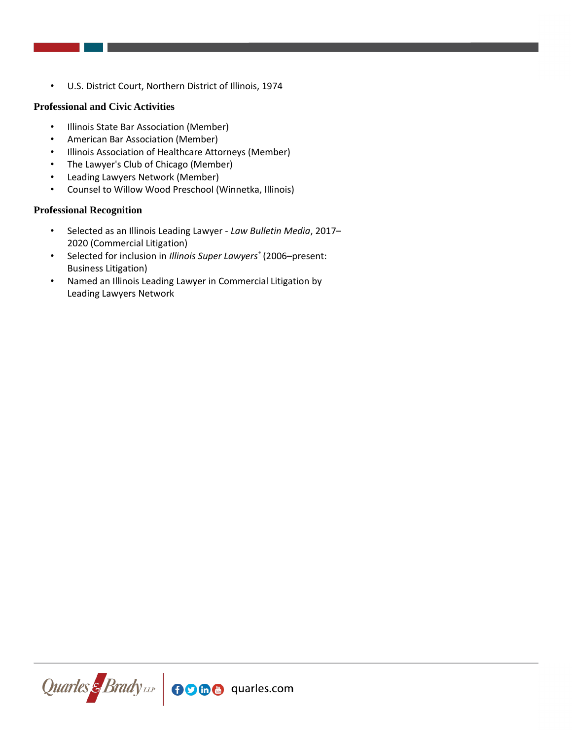- U.S. District Court, Northern District of Illinois, 1974

### Professional and Civic Activities

- Illinois State Bar Association (Member)
- American Bar Association (Member)
- Illinois Association of Healthcare Attorneys (Member)
- The Lawyer's Club of Chicago (Member)
- Leading Lawyers Network (Member)
- Counsel to Willow Wood Preschool (Winnetka, Illinois)

### Professional Recognition

- Selected as an Illinois Leading Lawyer - *Law Bulletin Media*, 2017–2020 (Commercial Litigation)
- Selected for inclusion in *Illinois Super Lawyers*® (2006–present: Business Litigation)
- Named an Illinois Leading Lawyer in Commercial Litigation by Leading Lawyers Network